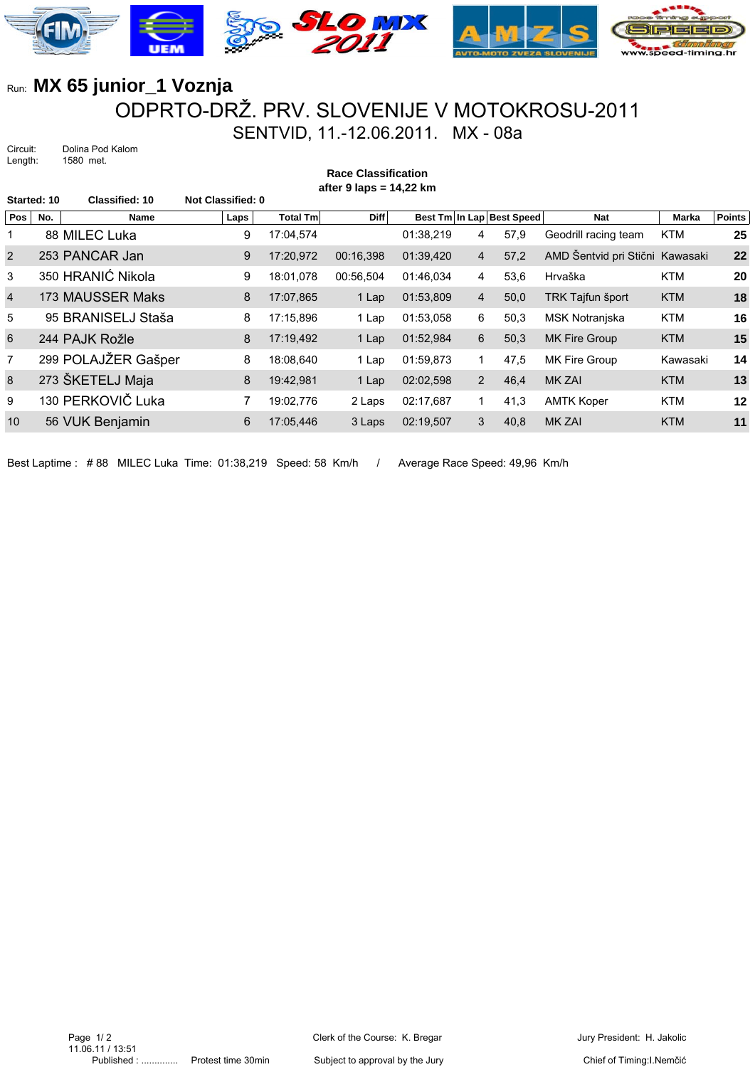Run: **MX 65 junior_1 Voznja**

# ODPRTO-DRŽ. PRV. SLOVENIJE V MOTOKROSU-2011

## SENTVID, 11.-12.06.2011. MX - 08a

Circuit: Dolina Pod Kalom
Length: 1580 met.

**Race Classification**
**after 9 laps = 14,22 km**

**Started: 10** **Classified: 10** **Not Classified: 0**

| Pos | No. | Name | Laps | Total Tm | Diff | Best Tm | In Lap | Best Speed | Nat | Marka | Points |
|---|---|---|---|---|---|---|---|---|---|---|---|
| 1 | 88 | MILEC Luka | 9 | 17:04,574 | | 01:38,219 | 4 | 57,9 | Geodrill racing team | KTM | 25 |
| 2 | 253 | PANCAR Jan | 9 | 17:20,972 | 00:16,398 | 01:39,420 | 4 | 57,2 | AMD Šentvid pri Stični | Kawasaki | 22 |
| 3 | 350 | HRANIĆ Nikola | 9 | 18:01,078 | 00:56,504 | 01:46,034 | 4 | 53,6 | Hrvaška | KTM | 20 |
| 4 | 173 | MAUSSER Maks | 8 | 17:07,865 | 1 Lap | 01:53,809 | 4 | 50,0 | TRK Tajfun šport | KTM | 18 |
| 5 | 95 | BRANISELJ Staša | 8 | 17:15,896 | 1 Lap | 01:53,058 | 6 | 50,3 | MSK Notranjska | KTM | 16 |
| 6 | 244 | PAJK Rožle | 8 | 17:19,492 | 1 Lap | 01:52,984 | 6 | 50,3 | MK Fire Group | KTM | 15 |
| 7 | 299 | POLAJŽER Gašper | 8 | 18:08,640 | 1 Lap | 01:59,873 | 1 | 47,5 | MK Fire Group | Kawasaki | 14 |
| 8 | 273 | ŠKETELJ Maja | 8 | 19:42,981 | 1 Lap | 02:02,598 | 2 | 46,4 | MK ZAI | KTM | 13 |
| 9 | 130 | PERKOVIČ Luka | 7 | 19:02,776 | 2 Laps | 02:17,687 | 1 | 41,3 | AMTK Koper | KTM | 12 |
| 10 | 56 | VUK Benjamin | 6 | 17:05,446 | 3 Laps | 02:19,507 | 3 | 40,8 | MK ZAI | KTM | 11 |

Best Laptime : # 88 MILEC Luka Time: 01:38,219 Speed: 58 Km/h / Average Race Speed: 49,96 Km/h

11.06.11 / 13:51
Published : .............. Protest time 30min

Clerk of the Course: K. Bregar
Subject to approval by the Jury

Jury President: H. Jakolic
Chief of Timing:I.Nemčić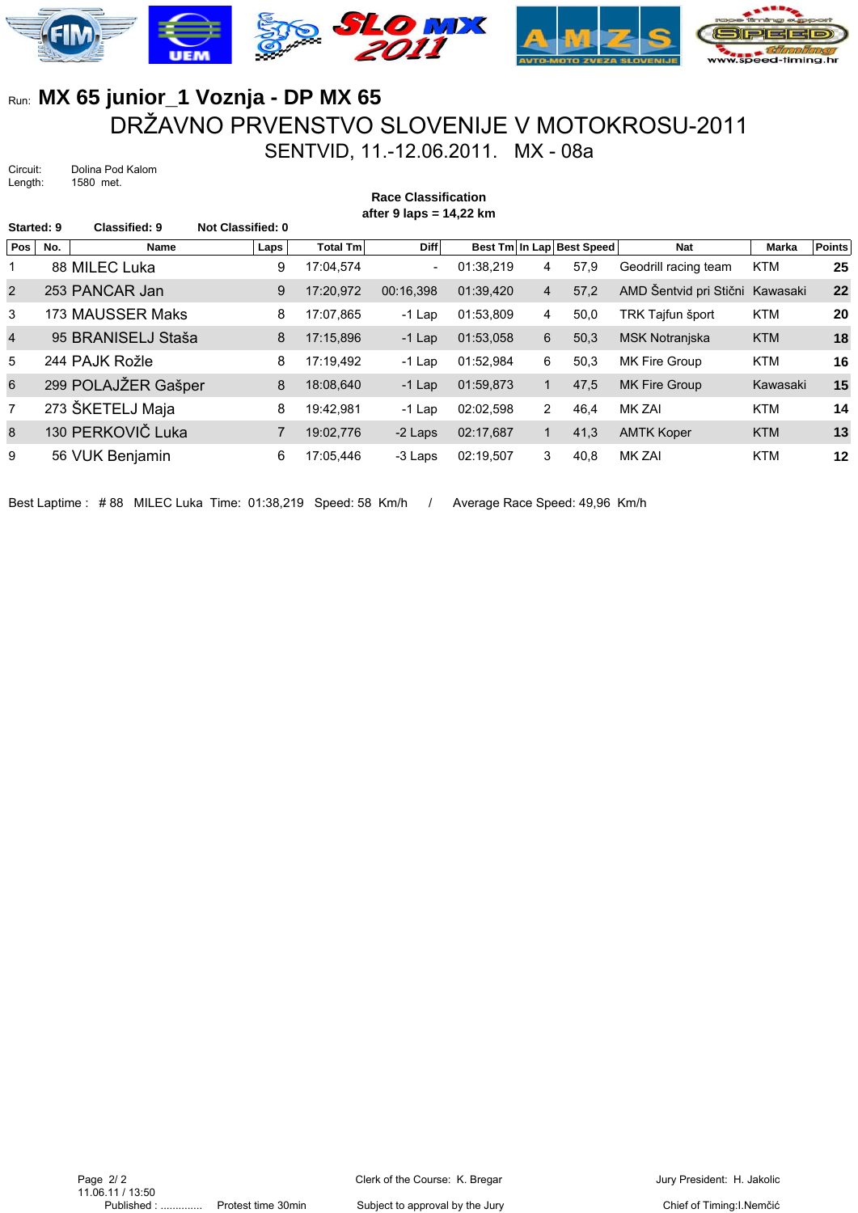Run: **MX 65 junior_1 Voznja - DP MX 65**

# DRŽAVNO PRVENSTVO SLOVENIJE V MOTOKROSU-2011

## SENTVID, 11.-12.06.2011. MX - 08a

Circuit: Dolina Pod Kalom
Length: 1580 met.

**Race Classification**
**after 9 laps = 14,22 km**

**Started: 9** **Classified: 9** **Not Classified: 0**

| Pos | No. | Name | Laps | Total Tm | Diff | Best Tm | In Lap | Best Speed | Nat | Marka | Points |
|---|---|---|---|---|---|---|---|---|---|---|---|
| 1 | 88 | MILEC Luka | 9 | 17:04,574 | - | 01:38,219 | 4 | 57,9 | Geodrill racing team | KTM | **25** |
| 2 | 253 | PANCAR Jan | 9 | 17:20,972 | 00:16,398 | 01:39,420 | 4 | 57,2 | AMD Šentvid pri Stični | Kawasaki | **22** |
| 3 | 173 | MAUSSER Maks | 8 | 17:07,865 | -1 Lap | 01:53,809 | 4 | 50,0 | TRK Tajfun šport | KTM | **20** |
| 4 | 95 | BRANISELJ Staša | 8 | 17:15,896 | -1 Lap | 01:53,058 | 6 | 50,3 | MSK Notranjska | KTM | **18** |
| 5 | 244 | PAJK Rožle | 8 | 17:19,492 | -1 Lap | 01:52,984 | 6 | 50,3 | MK Fire Group | KTM | **16** |
| 6 | 299 | POLAJŽER Gašper | 8 | 18:08,640 | -1 Lap | 01:59,873 | 1 | 47,5 | MK Fire Group | Kawasaki | **15** |
| 7 | 273 | ŠKETELJ Maja | 8 | 19:42,981 | -1 Lap | 02:02,598 | 2 | 46,4 | MK ZAI | KTM | **14** |
| 8 | 130 | PERKOVIČ Luka | 7 | 19:02,776 | -2 Laps | 02:17,687 | 1 | 41,3 | AMTK Koper | KTM | **13** |
| 9 | 56 | VUK Benjamin | 6 | 17:05,446 | -3 Laps | 02:19,507 | 3 | 40,8 | MK ZAI | KTM | **12** |

Best Laptime : # 88 MILEC Luka Time: 01:38,219 Speed: 58 Km/h / Average Race Speed: 49,96 Km/h

11.06.11 / 13:50
Published : ............. Protest time 30min

Clerk of the Course: K. Bregar
Subject to approval by the Jury

Jury President: H. Jakolic
Chief of Timing: I.Nemčić